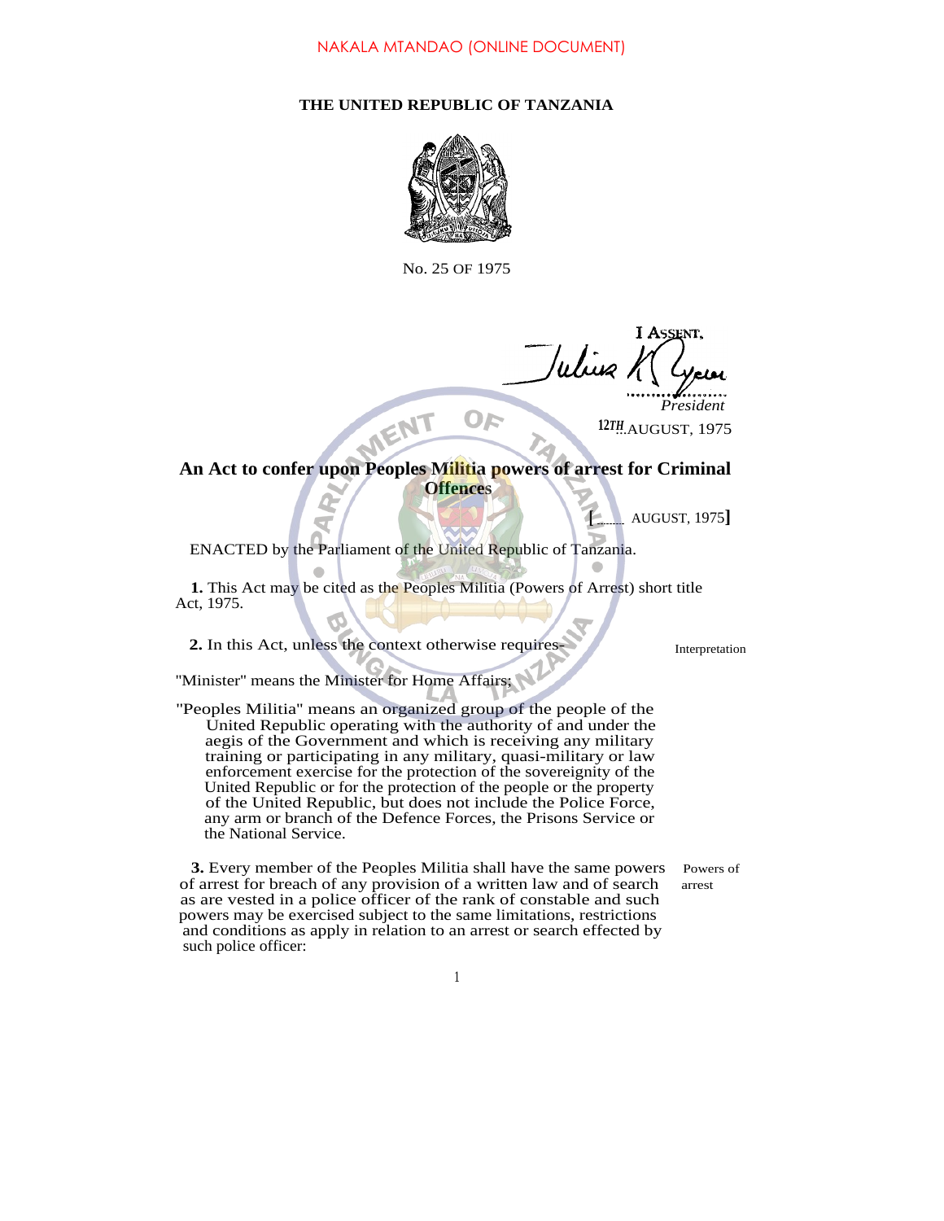NAKALA MTANDAO (ONLINE DOCUMENT)

**THE UNITED REPUBLIC OF TANZANIA**

No. 25 OF 1975

I ASSENT,

*President*

12TH AUGUST, 1975

## An Act to confer upon Peoples Militia powers of arrest for Criminal Offences

[........ AUGUST, 1975]

ENACTED by the Parliament of the United Republic of Tanzania.

**1.** This Act may be cited as the Peoples Militia (Powers of Arrest) Act, 1975. short title

**2.** In this Act, unless the context otherwise requires- Interpretation

"Minister" means the Minister for Home Affairs;

"Peoples Militia" means an organized group of the people of the United Republic operating with the authority of and under the aegis of the Government and which is receiving any military training or participating in any military, quasi-military or law enforcement exercise for the protection of the sovereignity of the United Republic or for the protection of the people or the property of the United Republic, but does not include the Police Force, any arm or branch of the Defence Forces, the Prisons Service or the National Service.

**3.** Every member of the Peoples Militia shall have the same powers of arrest for breach of any provision of a written law and of search as are vested in a police officer of the rank of constable and such powers may be exercised subject to the same limitations, restrictions and conditions as apply in relation to an arrest or search effected by such police officer: Powers of arrest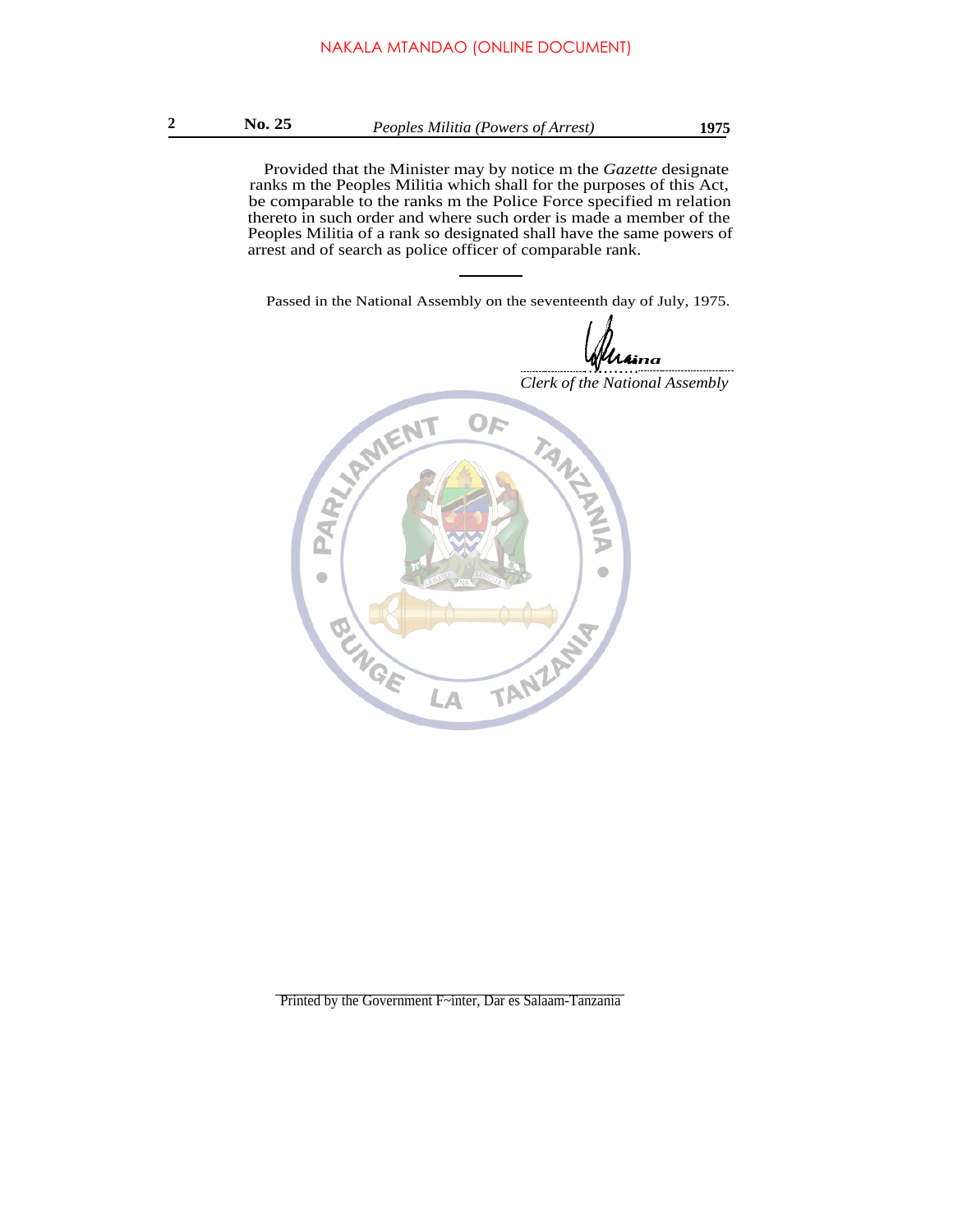Provided that the Minister may by notice m the *Gazette* designate ranks m the Peoples Militia which shall for the purposes of this Act, be comparable to the ranks m the Police Force specified m relation thereto in such order and where such order is made a member of the Peoples Militia of a rank so designated shall have the same powers of arrest and of search as police officer of comparable rank.

---

Passed in the National Assembly on the seventeenth day of July, 1975.

*Msina*

*Clerk of the National Assembly*

Printed by the Government F~inter, Dar es Salaam-Tanzania